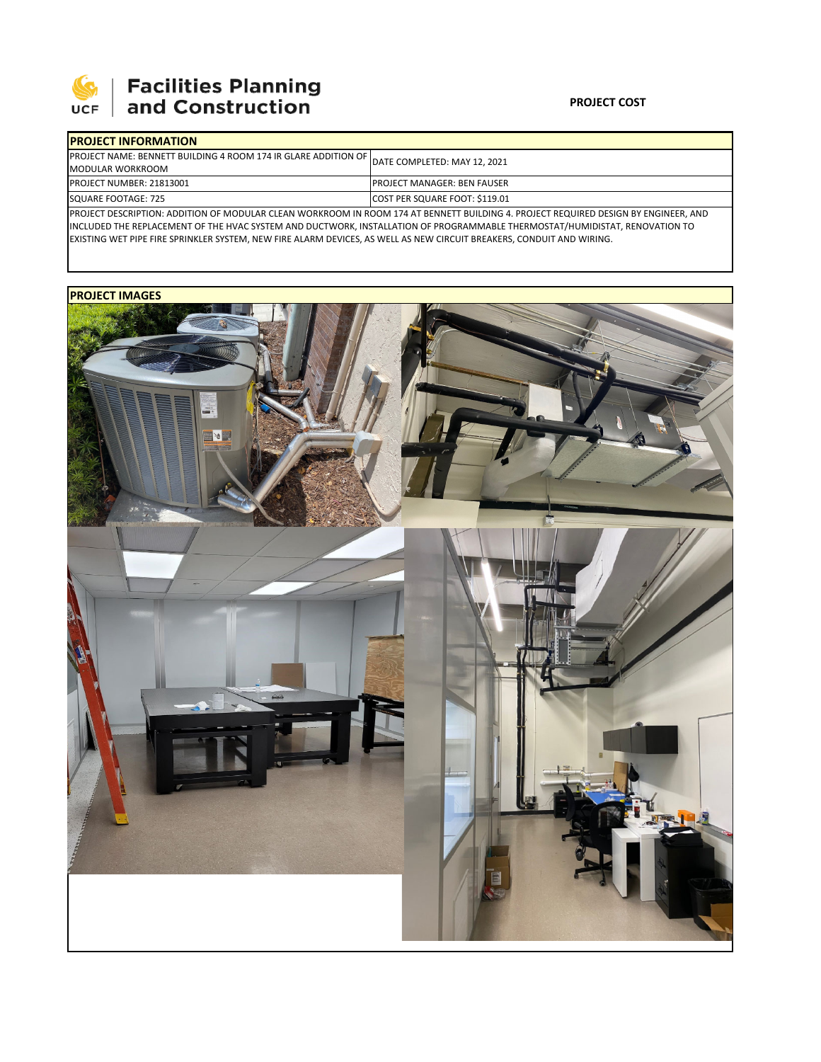**Facilities Planning and Construction**

**PROJECT COST**

| **PROJECT INFORMATION** | |
|---|---|
| PROJECT NAME: BENNETT BUILDING 4 ROOM 174 IR GLARE ADDITION OF MODULAR WORKROOM | DATE COMPLETED: MAY 12, 2021 |
| PROJECT NUMBER: 21813001 | PROJECT MANAGER: BEN FAUSER |
| SQUARE FOOTAGE: 725 | COST PER SQUARE FOOT: $119.01 |

PROJECT DESCRIPTION: ADDITION OF MODULAR CLEAN WORKROOM IN ROOM 174 AT BENNETT BUILDING 4. PROJECT REQUIRED DESIGN BY ENGINEER, AND INCLUDED THE REPLACEMENT OF THE HVAC SYSTEM AND DUCTWORK, INSTALLATION OF PROGRAMMABLE THERMOSTAT/HUMIDISTAT, RENOVATION TO EXISTING WET PIPE FIRE SPRINKLER SYSTEM, NEW FIRE ALARM DEVICES, AS WELL AS NEW CIRCUIT BREAKERS, CONDUIT AND WIRING.

**PROJECT IMAGES**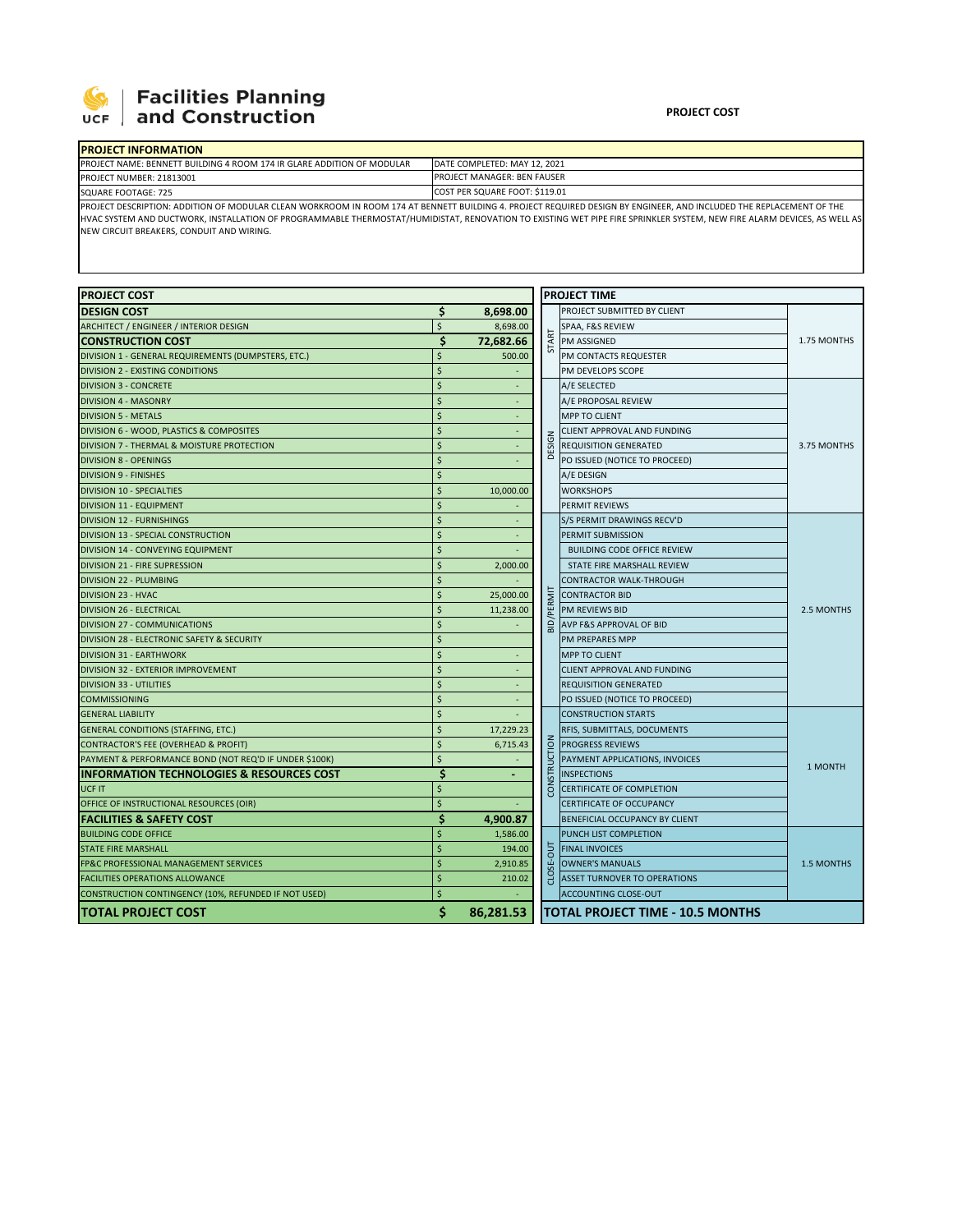**Facilities Planning and Construction**

**PROJECT COST**

| **PROJECT INFORMATION** | |
|---|---|
| PROJECT NAME: BENNETT BUILDING 4 ROOM 174 IR GLARE ADDITION OF MODULAR | DATE COMPLETED: MAY 12, 2021 |
| PROJECT NUMBER: 21813001 | PROJECT MANAGER: BEN FAUSER |
| SQUARE FOOTAGE: 725 | COST PER SQUARE FOOT: $119.01 |

PROJECT DESCRIPTION: ADDITION OF MODULAR CLEAN WORKROOM IN ROOM 174 AT BENNETT BUILDING 4. PROJECT REQUIRED DESIGN BY ENGINEER, AND INCLUDED THE REPLACEMENT OF THE HVAC SYSTEM AND DUCTWORK, INSTALLATION OF PROGRAMMABLE THERMOSTAT/HUMIDISTAT, RENOVATION TO EXISTING WET PIPE FIRE SPRINKLER SYSTEM, NEW FIRE ALARM DEVICES, AS WELL AS NEW CIRCUIT BREAKERS, CONDUIT AND WIRING.

| **PROJECT COST** | | |
|---|---|---|
| **DESIGN COST** | **$** | **8,698.00** |
| ARCHITECT / ENGINEER / INTERIOR DESIGN | $ | 8,698.00 |
| **CONSTRUCTION COST** | **$** | **72,682.66** |
| DIVISION 1 - GENERAL REQUIREMENTS (DUMPSTERS, ETC.) | $ | 500.00 |
| DIVISION 2 - EXISTING CONDITIONS | $ | - |
| DIVISION 3 - CONCRETE | $ | - |
| DIVISION 4 - MASONRY | $ | - |
| DIVISION 5 - METALS | $ | - |
| DIVISION 6 - WOOD, PLASTICS & COMPOSITES | $ | - |
| DIVISION 7 - THERMAL & MOISTURE PROTECTION | $ | - |
| DIVISION 8 - OPENINGS | $ | - |
| DIVISION 9 - FINISHES | $ | |
| DIVISION 10 - SPECIALTIES | $ | 10,000.00 |
| DIVISION 11 - EQUIPMENT | $ | - |
| DIVISION 12 - FURNISHINGS | $ | - |
| DIVISION 13 - SPECIAL CONSTRUCTION | $ | - |
| DIVISION 14 - CONVEYING EQUIPMENT | $ | - |
| DIVISION 21 - FIRE SUPRESSION | $ | 2,000.00 |
| DIVISION 22 - PLUMBING | $ | - |
| DIVISION 23 - HVAC | $ | 25,000.00 |
| DIVISION 26 - ELECTRICAL | $ | 11,238.00 |
| DIVISION 27 - COMMUNICATIONS | $ | - |
| DIVISION 28 - ELECTRONIC SAFETY & SECURITY | $ | |
| DIVISION 31 - EARTHWORK | $ | - |
| DIVISION 32 - EXTERIOR IMPROVEMENT | $ | - |
| DIVISION 33 - UTILITIES | $ | - |
| COMMISSIONING | $ | - |
| GENERAL LIABILITY | $ | - |
| GENERAL CONDITIONS (STAFFING, ETC.) | $ | 17,229.23 |
| CONTRACTOR'S FEE (OVERHEAD & PROFIT) | $ | 6,715.43 |
| PAYMENT & PERFORMANCE BOND (NOT REQ'D IF UNDER $100K) | $ | - |
| **INFORMATION TECHNOLOGIES & RESOURCES COST** | **$** | **-** |
| UCF IT | $ | |
| OFFICE OF INSTRUCTIONAL RESOURCES (OIR) | $ | - |
| **FACILITIES & SAFETY COST** | **$** | **4,900.87** |
| BUILDING CODE OFFICE | $ | 1,586.00 |
| STATE FIRE MARSHALL | $ | 194.00 |
| FP&C PROFESSIONAL MANAGEMENT SERVICES | $ | 2,910.85 |
| FACILITIES OPERATIONS ALLOWANCE | $ | 210.02 |
| CONSTRUCTION CONTINGENCY (10%, REFUNDED IF NOT USED) | $ | - |
| **TOTAL PROJECT COST** | **$** | **86,281.53** |

| **PROJECT TIME** | | |
|---|---|---|
| START | PROJECT SUBMITTED BY CLIENT | 1.75 MONTHS |
| | SPAA, F&S REVIEW | |
| | PM ASSIGNED | |
| | PM CONTACTS REQUESTER | |
| | PM DEVELOPS SCOPE | |
| DESIGN | A/E SELECTED | 3.75 MONTHS |
| | A/E PROPOSAL REVIEW | |
| | MPP TO CLIENT | |
| | CLIENT APPROVAL AND FUNDING | |
| | REQUISITION GENERATED | |
| | PO ISSUED (NOTICE TO PROCEED) | |
| | A/E DESIGN | |
| | WORKSHOPS | |
| | PERMIT REVIEWS | |
| BID/PERMIT | S/S PERMIT DRAWINGS RECV'D | 2.5 MONTHS |
| | PERMIT SUBMISSION | |
| | BUILDING CODE OFFICE REVIEW | |
| | STATE FIRE MARSHALL REVIEW | |
| | CONTRACTOR WALK-THROUGH | |
| | CONTRACTOR BID | |
| | PM REVIEWS BID | |
| | AVP F&S APPROVAL OF BID | |
| | PM PREPARES MPP | |
| | MPP TO CLIENT | |
| | CLIENT APPROVAL AND FUNDING | |
| | REQUISITION GENERATED | |
| | PO ISSUED (NOTICE TO PROCEED) | |
| CONSTRUCTION | CONSTRUCTION STARTS | 1 MONTH |
| | RFIS, SUBMITTALS, DOCUMENTS | |
| | PROGRESS REVIEWS | |
| | PAYMENT APPLICATIONS, INVOICES | |
| | INSPECTIONS | |
| | CERTIFICATE OF COMPLETION | |
| | CERTIFICATE OF OCCUPANCY | |
| | BENEFICIAL OCCUPANCY BY CLIENT | |
| CLOSE-OUT | PUNCH LIST COMPLETION | 1.5 MONTHS |
| | FINAL INVOICES | |
| | OWNER'S MANUALS | |
| | ASSET TURNOVER TO OPERATIONS | |
| | ACCOUNTING CLOSE-OUT | |
| **TOTAL PROJECT TIME - 10.5 MONTHS** | | |